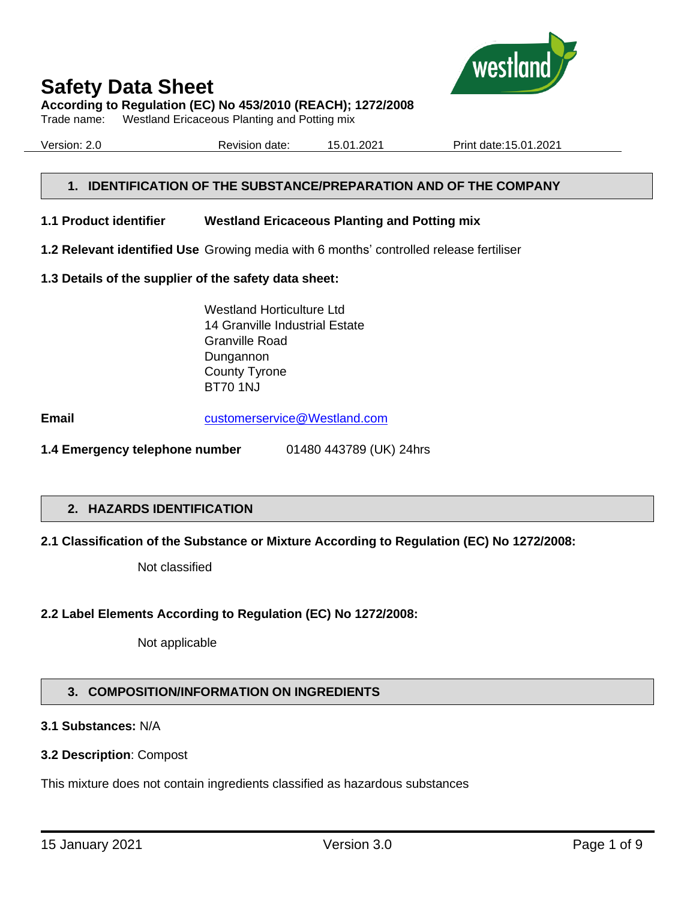# Safety Data Sheet

**According to Regulation (EC) No 453/2010 (REACH); 1272/2008**

Trade name: Westland Ericaceous Planting and Potting mix

Version: 2.0 Revision date: 15.01.2021 Print date:15.01.2021

## 1. IDENTIFICATION OF THE SUBSTANCE/PREPARATION AND OF THE COMPANY

**1.1 Product identifier** **Westland Ericaceous Planting and Potting mix**

**1.2 Relevant identified Use** Growing media with 6 months' controlled release fertiliser

**1.3 Details of the supplier of the safety data sheet:**

Westland Horticulture Ltd
14 Granville Industrial Estate
Granville Road
Dungannon
County Tyrone
BT70 1NJ

**Email** customerservice@Westland.com

**1.4 Emergency telephone number** 01480 443789 (UK) 24hrs

## 2. HAZARDS IDENTIFICATION

**2.1 Classification of the Substance or Mixture According to Regulation (EC) No 1272/2008:**

Not classified

**2.2 Label Elements According to Regulation (EC) No 1272/2008:**

Not applicable

## 3. COMPOSITION/INFORMATION ON INGREDIENTS

**3.1 Substances:** N/A

**3.2 Description**: Compost

This mixture does not contain ingredients classified as hazardous substances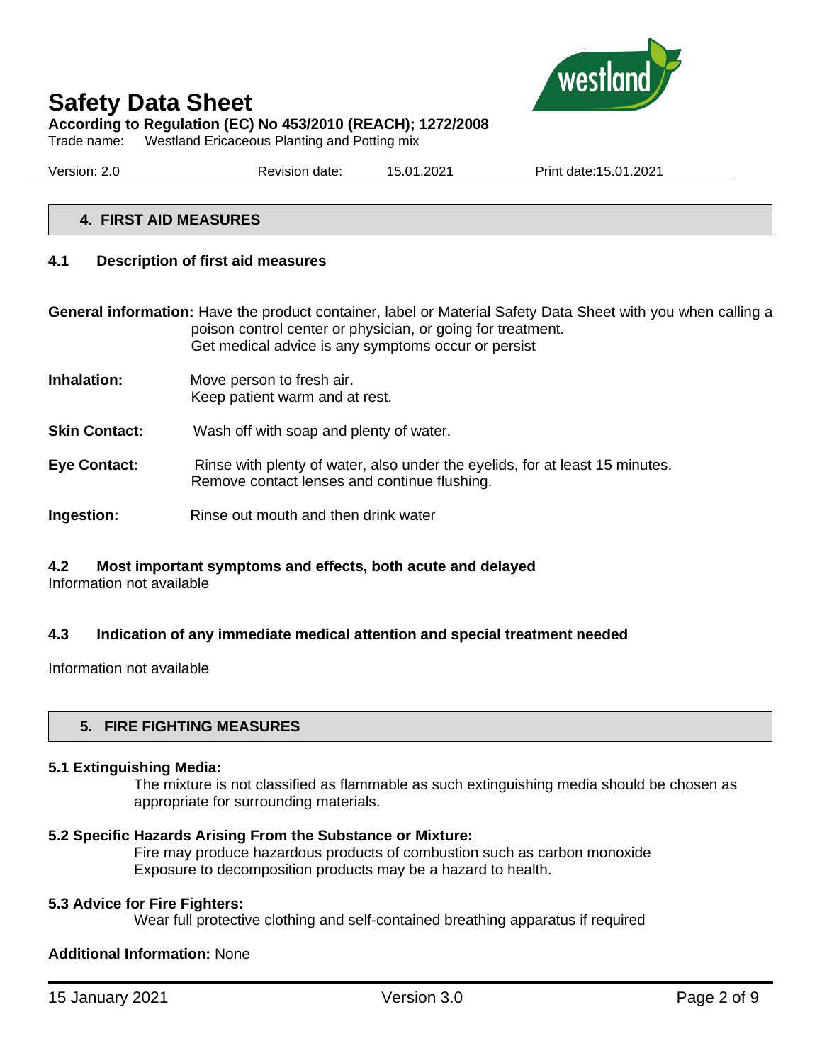## 4. FIRST AID MEASURES

### 4.1 Description of first aid measures

**General information:** Have the product container, label or Material Safety Data Sheet with you when calling a poison control center or physician, or going for treatment.
Get medical advice is any symptoms occur or persist

**Inhalation:** Move person to fresh air.
Keep patient warm and at rest.

**Skin Contact:** Wash off with soap and plenty of water.

**Eye Contact:** Rinse with plenty of water, also under the eyelids, for at least 15 minutes.
Remove contact lenses and continue flushing.

**Ingestion:** Rinse out mouth and then drink water

### 4.2 Most important symptoms and effects, both acute and delayed

Information not available

### 4.3 Indication of any immediate medical attention and special treatment needed

Information not available

## 5. FIRE FIGHTING MEASURES

### 5.1 Extinguishing Media:

The mixture is not classified as flammable as such extinguishing media should be chosen as appropriate for surrounding materials.

### 5.2 Specific Hazards Arising From the Substance or Mixture:

Fire may produce hazardous products of combustion such as carbon monoxide
Exposure to decomposition products may be a hazard to health.

### 5.3 Advice for Fire Fighters:

Wear full protective clothing and self-contained breathing apparatus if required

**Additional Information:** None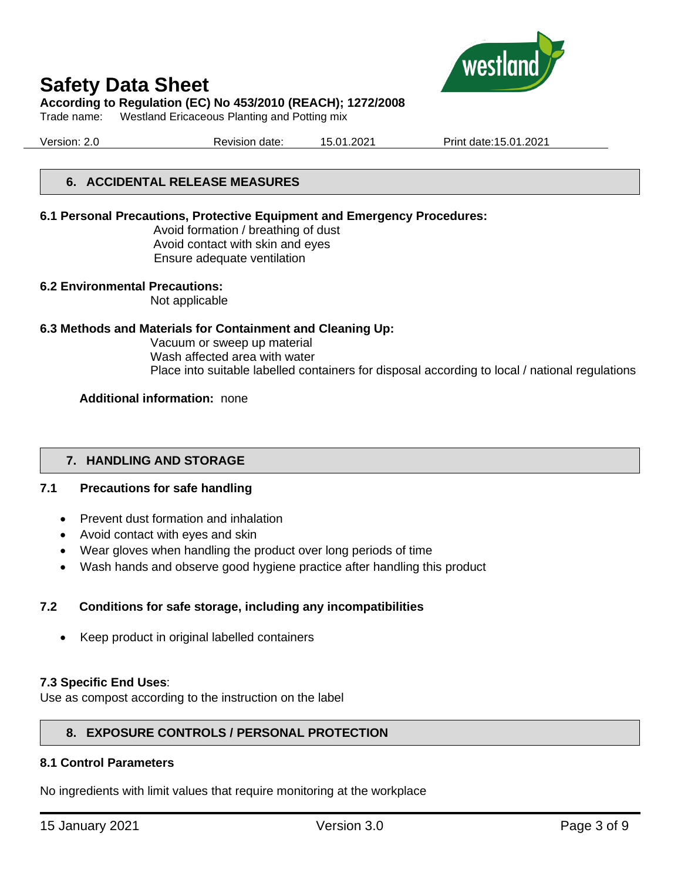## 6. ACCIDENTAL RELEASE MEASURES

**6.1 Personal Precautions, Protective Equipment and Emergency Procedures:**

Avoid formation / breathing of dust
Avoid contact with skin and eyes
Ensure adequate ventilation

**6.2 Environmental Precautions:**

Not applicable

**6.3 Methods and Materials for Containment and Cleaning Up:**

Vacuum or sweep up material
Wash affected area with water
Place into suitable labelled containers for disposal according to local / national regulations

**Additional information:** none

## 7. HANDLING AND STORAGE

### 7.1 Precautions for safe handling

- Prevent dust formation and inhalation
- Avoid contact with eyes and skin
- Wear gloves when handling the product over long periods of time
- Wash hands and observe good hygiene practice after handling this product

### 7.2 Conditions for safe storage, including any incompatibilities

- Keep product in original labelled containers

**7.3 Specific End Uses**:
Use as compost according to the instruction on the label

## 8. EXPOSURE CONTROLS / PERSONAL PROTECTION

### 8.1 Control Parameters

No ingredients with limit values that require monitoring at the workplace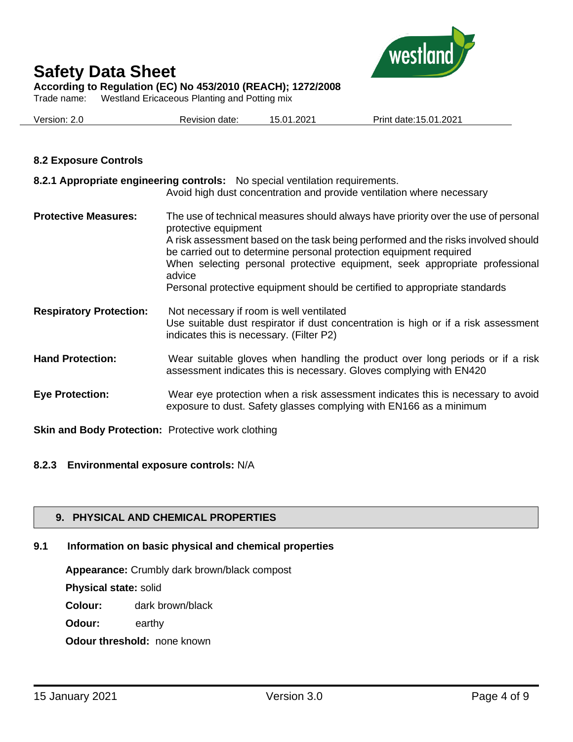### 8.2 Exposure Controls

**8.2.1 Appropriate engineering controls:** No special ventilation requirements. Avoid high dust concentration and provide ventilation where necessary

**Protective Measures:** The use of technical measures should always have priority over the use of personal protective equipment
A risk assessment based on the task being performed and the risks involved should be carried out to determine personal protection equipment required
When selecting personal protective equipment, seek appropriate professional advice
Personal protective equipment should be certified to appropriate standards

**Respiratory Protection:** Not necessary if room is well ventilated
Use suitable dust respirator if dust concentration is high or if a risk assessment indicates this is necessary. (Filter P2)

**Hand Protection:** Wear suitable gloves when handling the product over long periods or if a risk assessment indicates this is necessary. Gloves complying with EN420

**Eye Protection:** Wear eye protection when a risk assessment indicates this is necessary to avoid exposure to dust. Safety glasses complying with EN166 as a minimum

**Skin and Body Protection:** Protective work clothing

**8.2.3 Environmental exposure controls:** N/A

## 9. PHYSICAL AND CHEMICAL PROPERTIES

### 9.1 Information on basic physical and chemical properties

**Appearance:** Crumbly dark brown/black compost

**Physical state:** solid

**Colour:** dark brown/black

**Odour:** earthy

**Odour threshold:** none known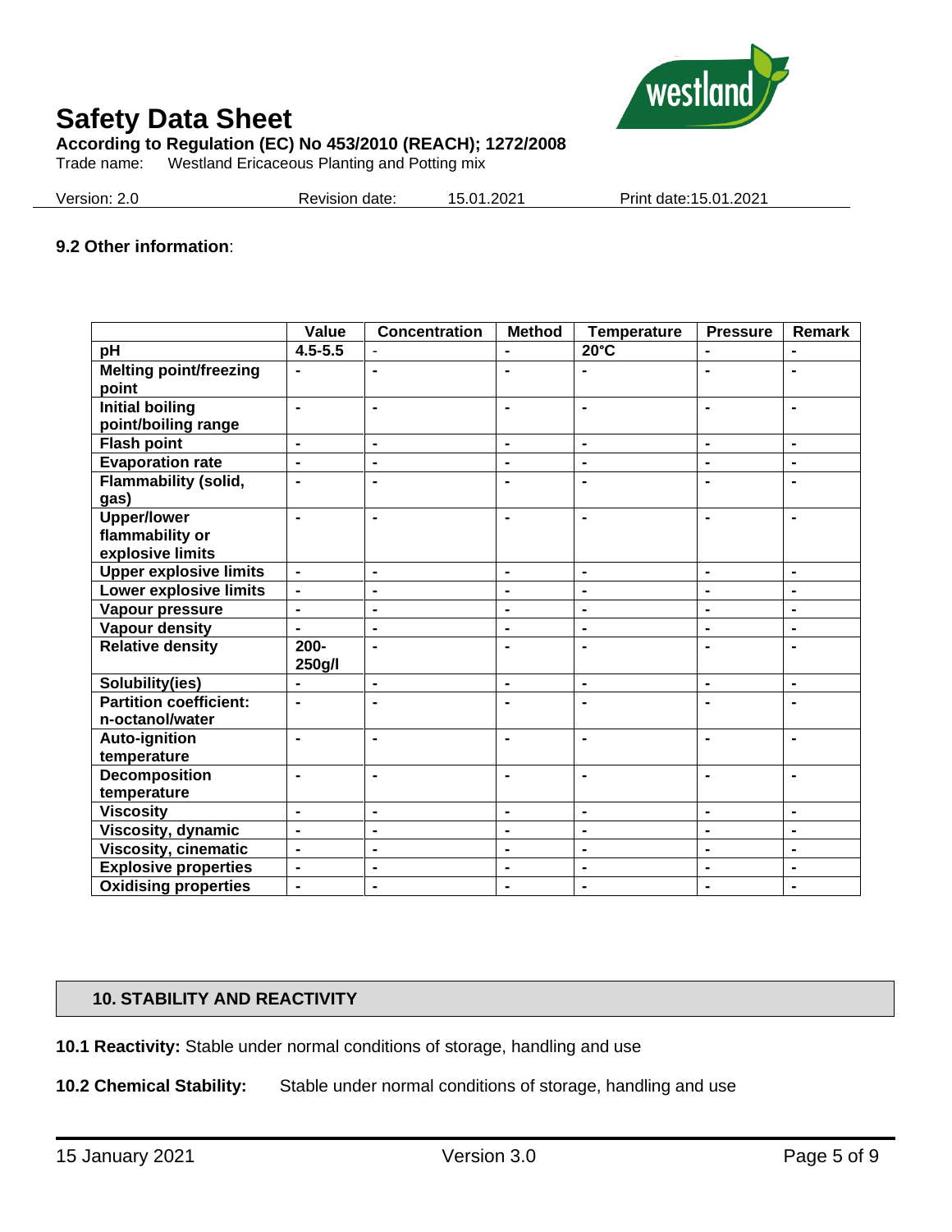### 9.2 Other information:

| | Value | Concentration | Method | Temperature | Pressure | Remark |
|---|---|---|---|---|---|---|
| **pH** | **4.5-5.5** | - | **-** | **20°C** | **-** | **-** |
| **Melting point/freezing point** | **-** | **-** | **-** | **-** | **-** | **-** |
| **Initial boiling point/boiling range** | **-** | **-** | **-** | **-** | **-** | **-** |
| **Flash point** | **-** | **-** | **-** | **-** | **-** | **-** |
| **Evaporation rate** | **-** | **-** | **-** | **-** | **-** | **-** |
| **Flammability (solid, gas)** | **-** | **-** | **-** | **-** | **-** | **-** |
| **Upper/lower flammability or explosive limits** | **-** | **-** | **-** | **-** | **-** | **-** |
| **Upper explosive limits** | **-** | **-** | **-** | **-** | **-** | **-** |
| **Lower explosive limits** | **-** | **-** | **-** | **-** | **-** | **-** |
| **Vapour pressure** | **-** | **-** | **-** | **-** | **-** | **-** |
| **Vapour density** | **-** | **-** | **-** | **-** | **-** | **-** |
| **Relative density** | **200-250g/l** | **-** | **-** | **-** | **-** | **-** |
| **Solubility(ies)** | **-** | **-** | **-** | **-** | **-** | **-** |
| **Partition coefficient: n-octanol/water** | **-** | **-** | **-** | **-** | **-** | **-** |
| **Auto-ignition temperature** | **-** | **-** | **-** | **-** | **-** | **-** |
| **Decomposition temperature** | **-** | **-** | **-** | **-** | **-** | **-** |
| **Viscosity** | **-** | **-** | **-** | **-** | **-** | **-** |
| **Viscosity, dynamic** | **-** | **-** | **-** | **-** | **-** | **-** |
| **Viscosity, cinematic** | **-** | **-** | **-** | **-** | **-** | **-** |
| **Explosive properties** | **-** | **-** | **-** | **-** | **-** | **-** |
| **Oxidising properties** | **-** | **-** | **-** | **-** | **-** | **-** |

## 10. STABILITY AND REACTIVITY

**10.1 Reactivity:** Stable under normal conditions of storage, handling and use

**10.2 Chemical Stability:** Stable under normal conditions of storage, handling and use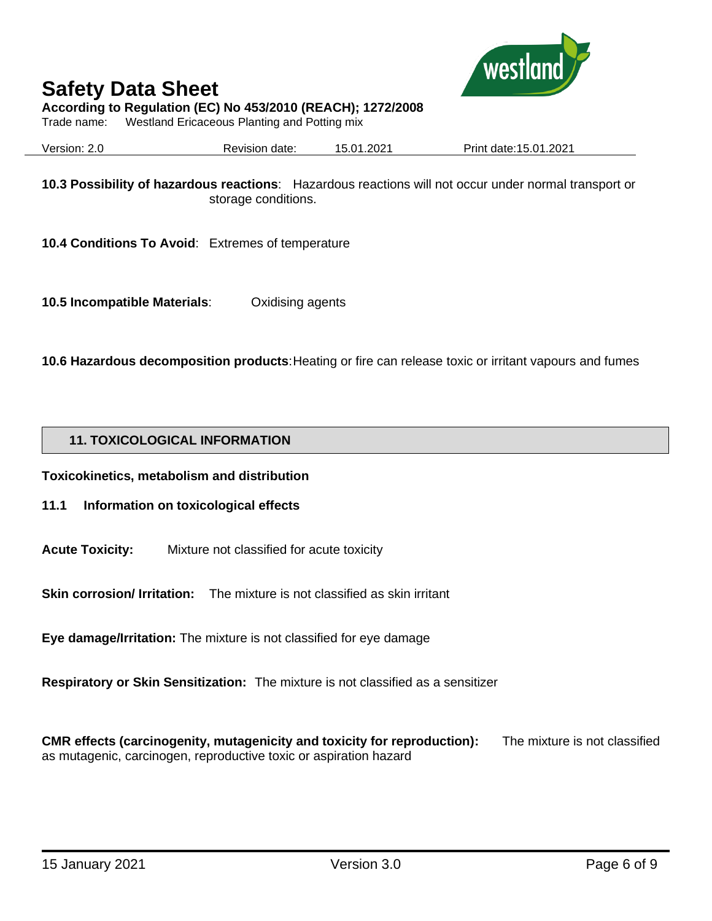**10.3 Possibility of hazardous reactions**: Hazardous reactions will not occur under normal transport or storage conditions.

**10.4 Conditions To Avoid**: Extremes of temperature

**10.5 Incompatible Materials**: Oxidising agents

**10.6 Hazardous decomposition products**: Heating or fire can release toxic or irritant vapours and fumes

## 11. TOXICOLOGICAL INFORMATION

**Toxicokinetics, metabolism and distribution**

**11.1 Information on toxicological effects**

**Acute Toxicity:** Mixture not classified for acute toxicity

**Skin corrosion/ Irritation:** The mixture is not classified as skin irritant

**Eye damage/Irritation:** The mixture is not classified for eye damage

**Respiratory or Skin Sensitization:** The mixture is not classified as a sensitizer

**CMR effects (carcinogenity, mutagenicity and toxicity for reproduction):** The mixture is not classified as mutagenic, carcinogen, reproductive toxic or aspiration hazard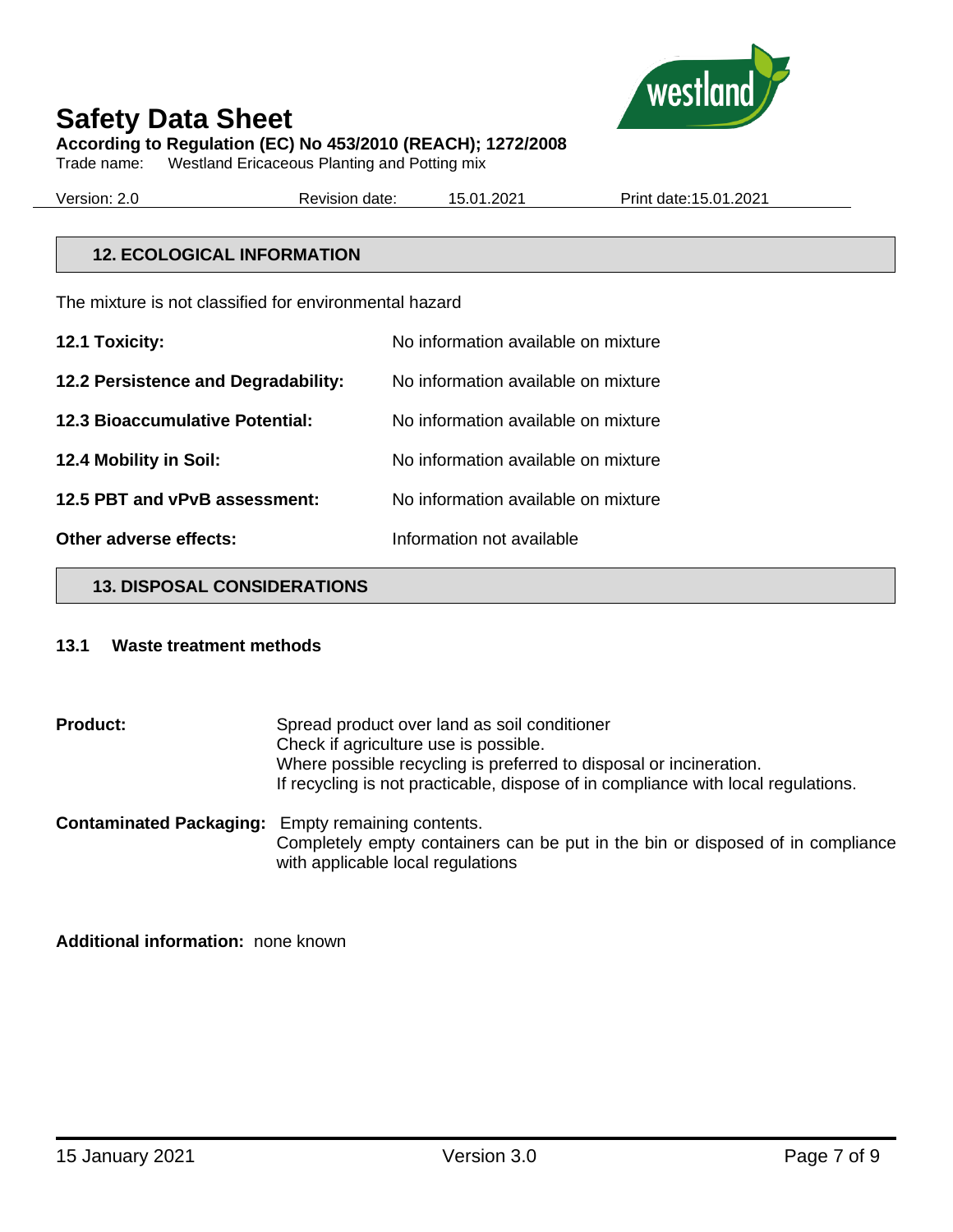## 12. ECOLOGICAL INFORMATION

The mixture is not classified for environmental hazard

| | |
|---|---|
| **12.1 Toxicity:** | No information available on mixture |
| **12.2 Persistence and Degradability:** | No information available on mixture |
| **12.3 Bioaccumulative Potential:** | No information available on mixture |
| **12.4 Mobility in Soil:** | No information available on mixture |
| **12.5 PBT and vPvB assessment:** | No information available on mixture |
| **Other adverse effects:** | Information not available |

## 13. DISPOSAL CONSIDERATIONS

### 13.1 Waste treatment methods

**Product:**
Spread product over land as soil conditioner
Check if agriculture use is possible.
Where possible recycling is preferred to disposal or incineration.
If recycling is not practicable, dispose of in compliance with local regulations.

**Contaminated Packaging:** Empty remaining contents.
Completely empty containers can be put in the bin or disposed of in compliance with applicable local regulations

**Additional information:** none known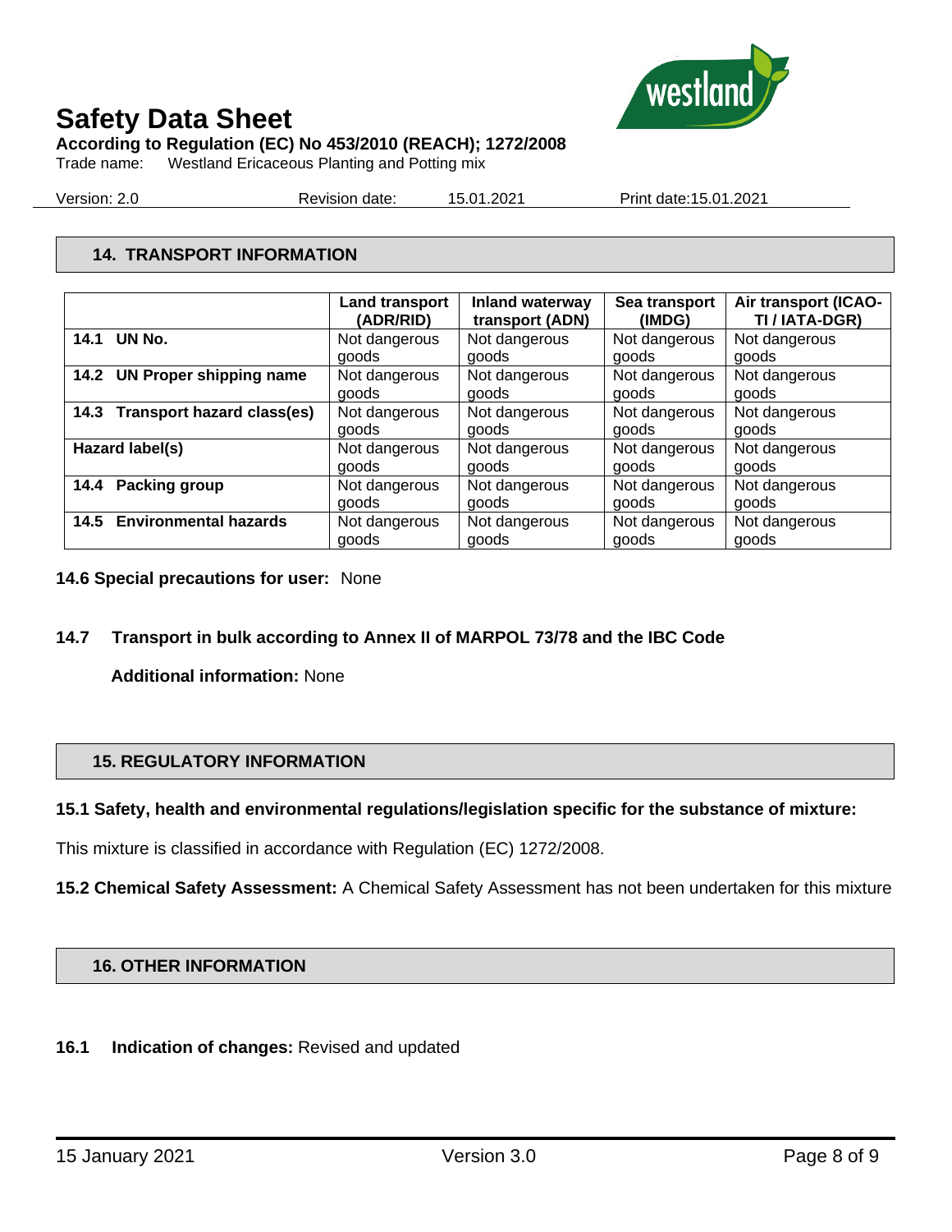## 14. TRANSPORT INFORMATION

| | Land transport (ADR/RID) | Inland waterway transport (ADN) | Sea transport (IMDG) | Air transport (ICAO-TI / IATA-DGR) |
|---|---|---|---|---|
| **14.1 UN No.** | Not dangerous goods | Not dangerous goods | Not dangerous goods | Not dangerous goods |
| **14.2 UN Proper shipping name** | Not dangerous goods | Not dangerous goods | Not dangerous goods | Not dangerous goods |
| **14.3 Transport hazard class(es)** | Not dangerous goods | Not dangerous goods | Not dangerous goods | Not dangerous goods |
| **Hazard label(s)** | Not dangerous goods | Not dangerous goods | Not dangerous goods | Not dangerous goods |
| **14.4 Packing group** | Not dangerous goods | Not dangerous goods | Not dangerous goods | Not dangerous goods |
| **14.5 Environmental hazards** | Not dangerous goods | Not dangerous goods | Not dangerous goods | Not dangerous goods |

**14.6 Special precautions for user:** None

**14.7 Transport in bulk according to Annex II of MARPOL 73/78 and the IBC Code**

**Additional information:** None

## 15. REGULATORY INFORMATION

**15.1 Safety, health and environmental regulations/legislation specific for the substance of mixture:**

This mixture is classified in accordance with Regulation (EC) 1272/2008.

**15.2 Chemical Safety Assessment:** A Chemical Safety Assessment has not been undertaken for this mixture

## 16. OTHER INFORMATION

**16.1 Indication of changes:** Revised and updated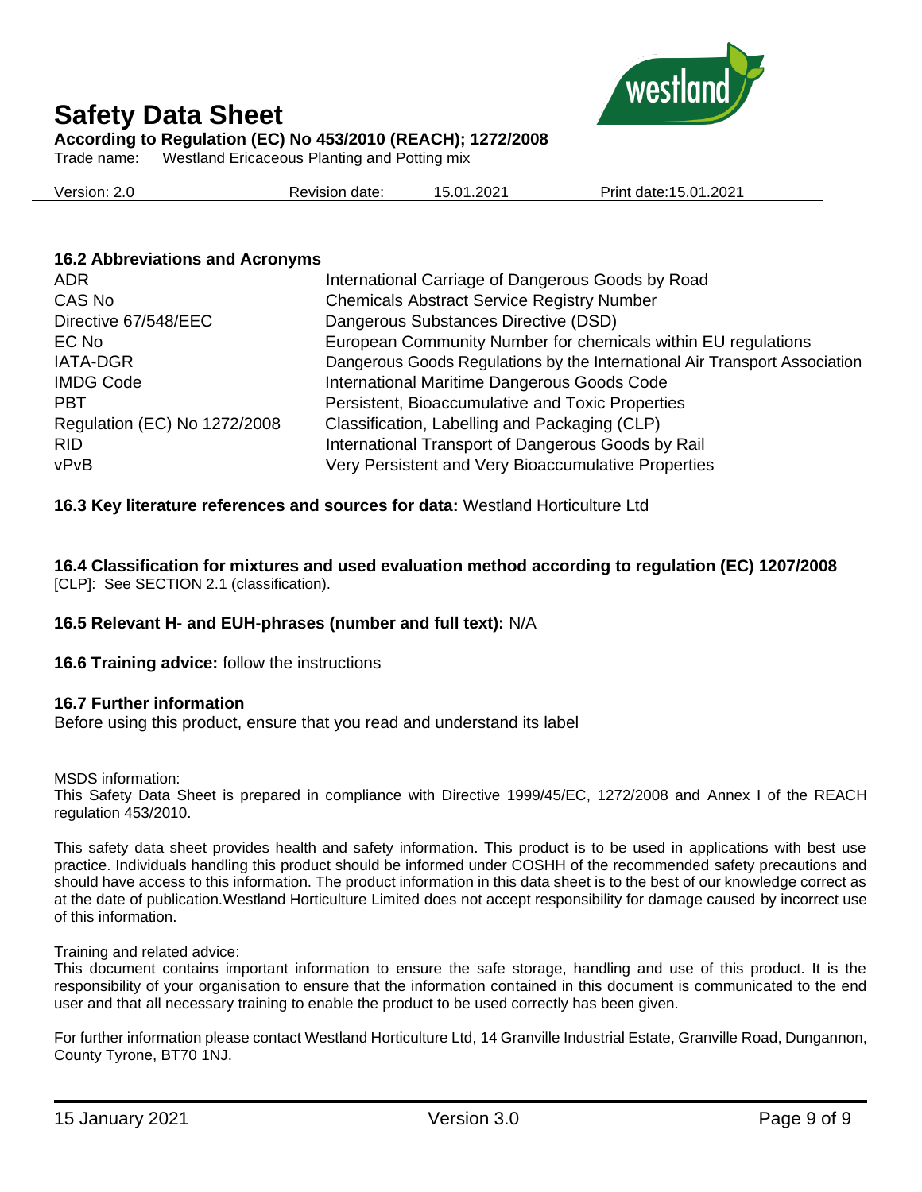### 16.2 Abbreviations and Acronyms

| | |
|---|---|
| ADR | International Carriage of Dangerous Goods by Road |
| CAS No | Chemicals Abstract Service Registry Number |
| Directive 67/548/EEC | Dangerous Substances Directive (DSD) |
| EC No | European Community Number for chemicals within EU regulations |
| IATA-DGR | Dangerous Goods Regulations by the International Air Transport Association |
| IMDG Code | International Maritime Dangerous Goods Code |
| PBT | Persistent, Bioaccumulative and Toxic Properties |
| Regulation (EC) No 1272/2008 | Classification, Labelling and Packaging (CLP) |
| RID | International Transport of Dangerous Goods by Rail |
| vPvB | Very Persistent and Very Bioaccumulative Properties |

**16.3 Key literature references and sources for data:** Westland Horticulture Ltd

**16.4 Classification for mixtures and used evaluation method according to regulation (EC) 1207/2008**
[CLP]: See SECTION 2.1 (classification).

**16.5 Relevant H- and EUH-phrases (number and full text):** N/A

**16.6 Training advice:** follow the instructions

**16.7 Further information**

Before using this product, ensure that you read and understand its label

MSDS information:
This Safety Data Sheet is prepared in compliance with Directive 1999/45/EC, 1272/2008 and Annex I of the REACH regulation 453/2010.

This safety data sheet provides health and safety information. This product is to be used in applications with best use practice. Individuals handling this product should be informed under COSHH of the recommended safety precautions and should have access to this information. The product information in this data sheet is to the best of our knowledge correct as at the date of publication.Westland Horticulture Limited does not accept responsibility for damage caused by incorrect use of this information.

Training and related advice:
This document contains important information to ensure the safe storage, handling and use of this product. It is the responsibility of your organisation to ensure that the information contained in this document is communicated to the end user and that all necessary training to enable the product to be used correctly has been given.

For further information please contact Westland Horticulture Ltd, 14 Granville Industrial Estate, Granville Road, Dungannon, County Tyrone, BT70 1NJ.